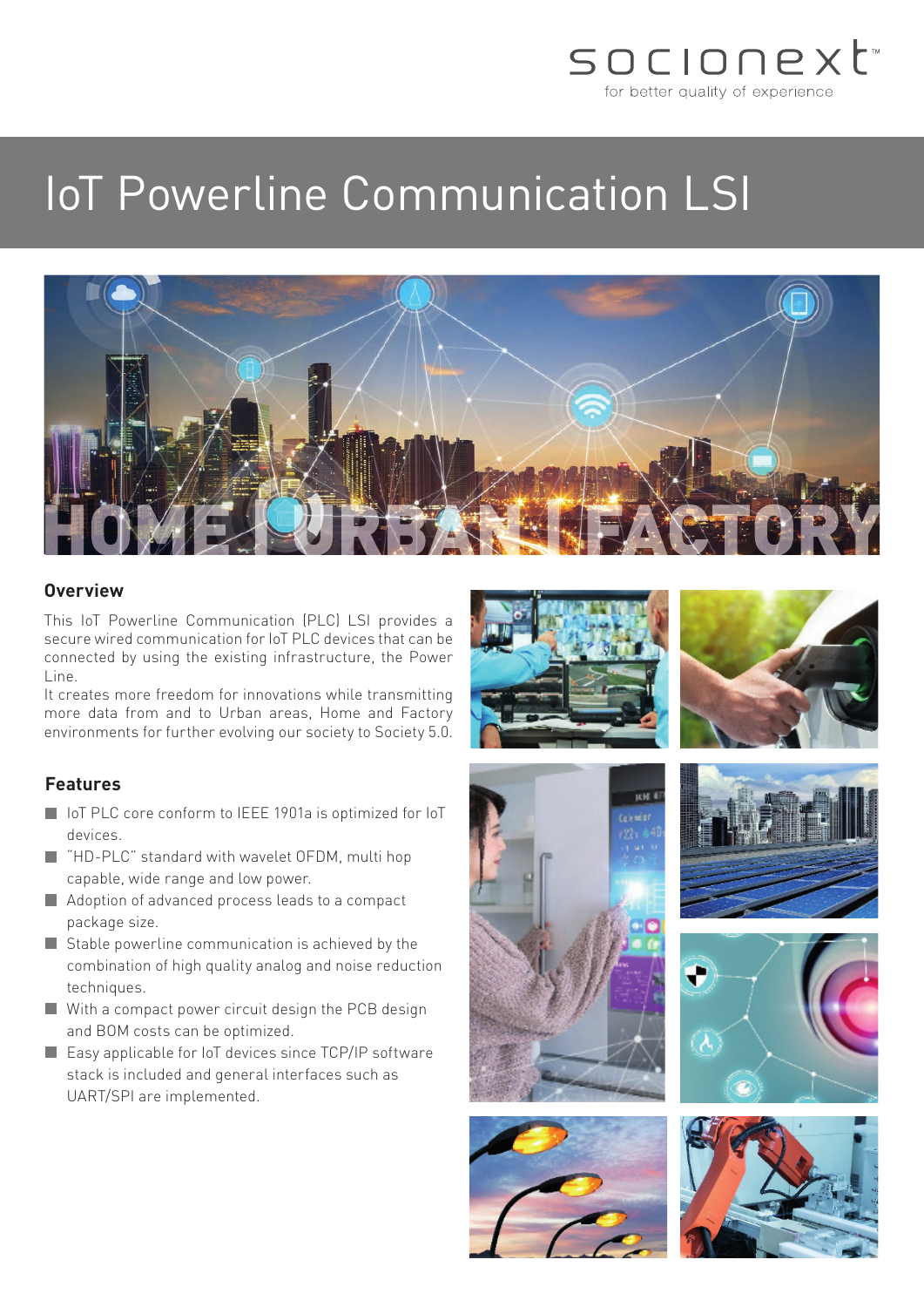socionext
for better quality of experience

# IoT Powerline Communication LSI

HOME | URBAN | FACTORY

## Overview

This IoT Powerline Communication (PLC) LSI provides a secure wired communication for IoT PLC devices that can be connected by using the existing infrastructure, the Power Line.
It creates more freedom for innovations while transmitting more data from and to Urban areas, Home and Factory environments for further evolving our society to Society 5.0.

## Features

- IoT PLC core conform to IEEE 1901a is optimized for IoT devices.
- "HD-PLC" standard with wavelet OFDM, multi hop capable, wide range and low power.
- Adoption of advanced process leads to a compact package size.
- Stable powerline communication is achieved by the combination of high quality analog and noise reduction techniques.
- With a compact power circuit design the PCB design and BOM costs can be optimized.
- Easy applicable for IoT devices since TCP/IP software stack is included and general interfaces such as UART/SPI are implemented.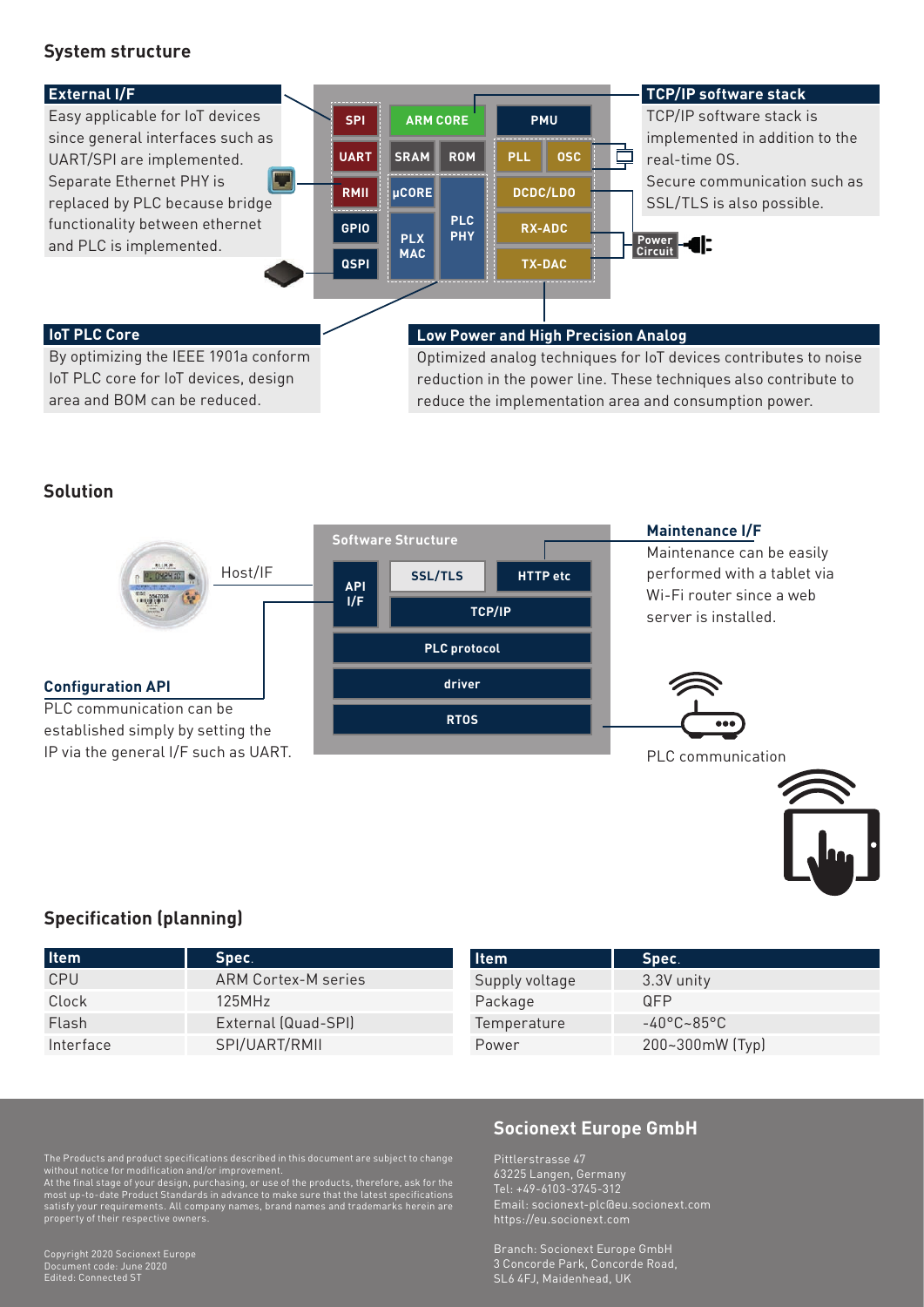## System structure

### External I/F

Easy applicable for IoT devices since general interfaces such as UART/SPI are implemented. Separate Ethernet PHY is replaced by PLC because bridge functionality between ethernet and PLC is implemented.

SPI
UART
RMII
GPIO
QSPI
ARM CORE
SRAM
ROM
µCORE
PLX MAC
PLC PHY
PMU
PLL
OSC
DCDC/LDO
RX-ADC
TX-DAC
Power Circuit

### TCP/IP software stack

TCP/IP software stack is implemented in addition to the real-time OS.
Secure communication such as SSL/TLS is also possible.

### IoT PLC Core

By optimizing the IEEE 1901a conform IoT PLC core for IoT devices, design area and BOM can be reduced.

### Low Power and High Precision Analog

Optimized analog techniques for IoT devices contributes to noise reduction in the power line. These techniques also contribute to reduce the implementation area and consumption power.

## Solution

Host/IF

Software Structure
API I/F
SSL/TLS
HTTP etc
TCP/IP
PLC protocol
driver
RTOS

### Maintenance I/F

Maintenance can be easily performed with a tablet via Wi-Fi router since a web server is installed.

### Configuration API

PLC communication can be established simply by setting the IP via the general I/F such as UART.

PLC communication

## Specification (planning)

| Item | Spec. |
|---|---|
| CPU | ARM Cortex-M series |
| Clock | 125MHz |
| Flash | External (Quad-SPI) |
| Interface | SPI/UART/RMII |

| Item | Spec. |
|---|---|
| Supply voltage | 3.3V unity |
| Package | QFP |
| Temperature | -40°C~85°C |
| Power | 200~300mW (Typ) |

The Products and product specifications described in this document are subject to change without notice for modification and/or improvement.
At the final stage of your design, purchasing, or use of the products, therefore, ask for the most up-to-date Product Standards in advance to make sure that the latest specifications satisfy your requirements. All company names, brand names and trademarks herein are property of their respective owners.

Copyright 2020 Socionext Europe
Document code: June 2020
Edited: Connected ST

### Socionext Europe GmbH

Pittlerstrasse 47
63225 Langen, Germany
Tel: +49-6103-3745-312
Email: socionext-plc@eu.socionext.com
https://eu.socionext.com

Branch: Socionext Europe GmbH
3 Concorde Park, Concorde Road,
SL6 4FJ, Maidenhead, UK